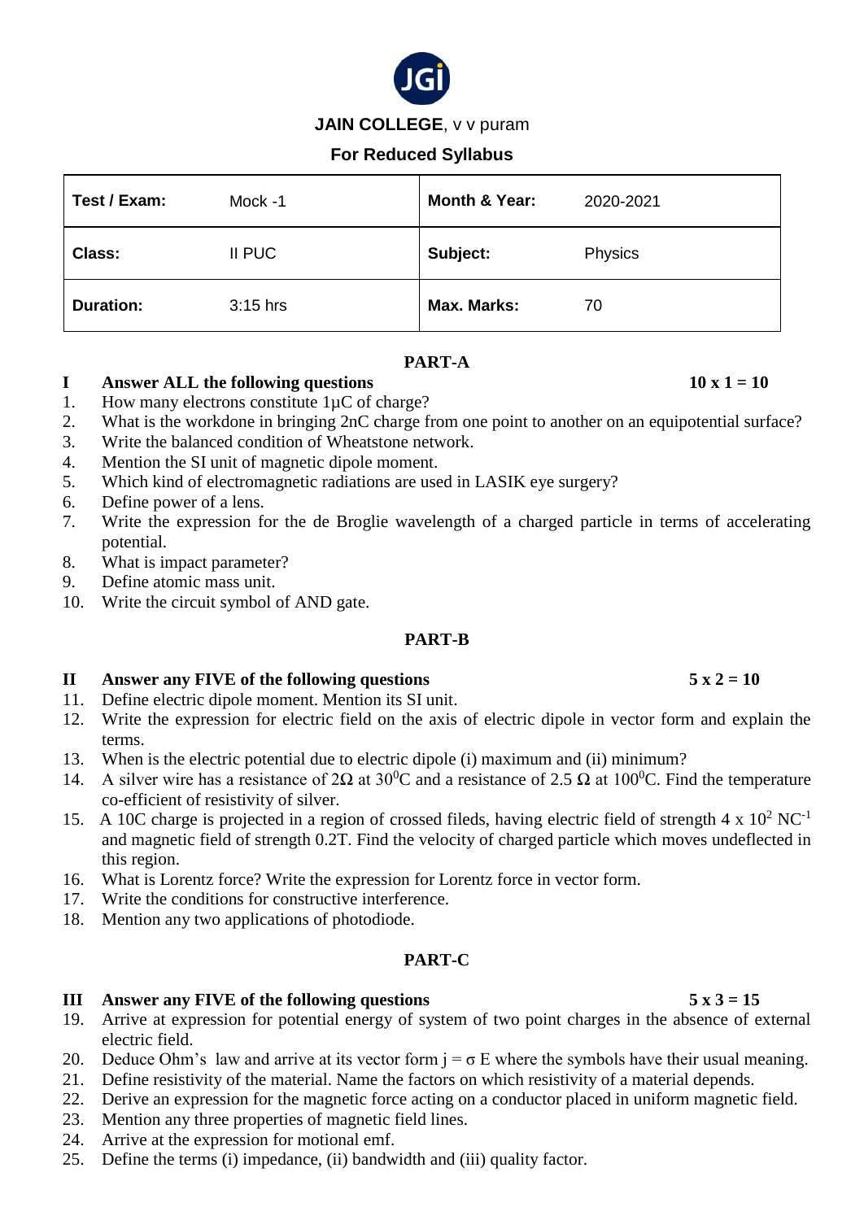**JAIN COLLEGE**, v v puram

**For Reduced Syllabus**

| **Test / Exam:** | Mock -1 | **Month & Year:** | 2020-2021 |
|---|---|---|---|
| **Class:** | II PUC | **Subject:** | Physics |
| **Duration:** | 3:15 hrs | **Max. Marks:** | 70 |

## PART-A

**I Answer ALL the following questions** **10 x 1 = 10**

1. How many electrons constitute 1μC of charge?
2. What is the workdone in bringing 2nC charge from one point to another on an equipotential surface?
3. Write the balanced condition of Wheatstone network.
4. Mention the SI unit of magnetic dipole moment.
5. Which kind of electromagnetic radiations are used in LASIK eye surgery?
6. Define power of a lens.
7. Write the expression for the de Broglie wavelength of a charged particle in terms of accelerating potential.
8. What is impact parameter?
9. Define atomic mass unit.
10. Write the circuit symbol of AND gate.

## PART-B

**II Answer any FIVE of the following questions** **5 x 2 = 10**

11. Define electric dipole moment. Mention its SI unit.
12. Write the expression for electric field on the axis of electric dipole in vector form and explain the terms.
13. When is the electric potential due to electric dipole (i) maximum and (ii) minimum?
14. A silver wire has a resistance of 2Ω at $30^0$C and a resistance of 2.5 Ω at $100^0$C. Find the temperature co-efficient of resistivity of silver.
15. A 10C charge is projected in a region of crossed fileds, having electric field of strength $4 \times 10^2$ $NC^{-1}$ and magnetic field of strength 0.2T. Find the velocity of charged particle which moves undeflected in this region.
16. What is Lorentz force? Write the expression for Lorentz force in vector form.
17. Write the conditions for constructive interference.
18. Mention any two applications of photodiode.

## PART-C

**III Answer any FIVE of the following questions** **5 x 3 = 15**

19. Arrive at expression for potential energy of system of two point charges in the absence of external electric field.
20. Deduce Ohm's law and arrive at its vector form $j = \sigma E$ where the symbols have their usual meaning.
21. Define resistivity of the material. Name the factors on which resistivity of a material depends.
22. Derive an expression for the magnetic force acting on a conductor placed in uniform magnetic field.
23. Mention any three properties of magnetic field lines.
24. Arrive at the expression for motional emf.
25. Define the terms (i) impedance, (ii) bandwidth and (iii) quality factor.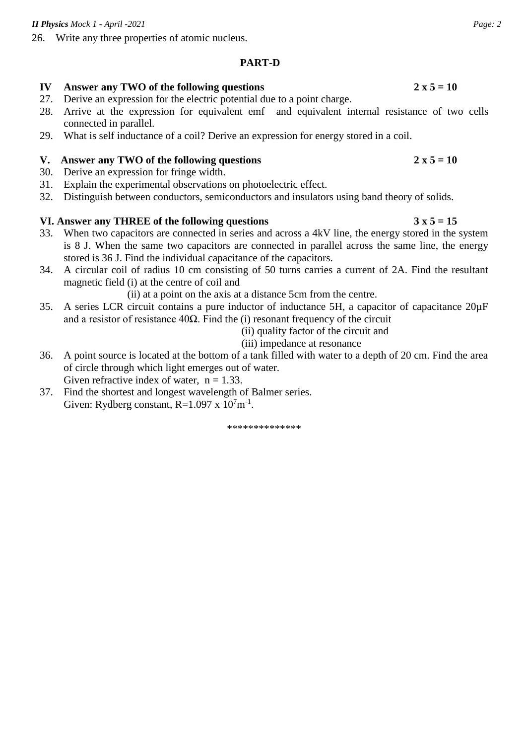26. Write any three properties of atomic nucleus.

## PART-D

**IV Answer any TWO of the following questions 2 x 5 = 10**

27. Derive an expression for the electric potential due to a point charge.
28. Arrive at the expression for equivalent emf and equivalent internal resistance of two cells connected in parallel.
29. What is self inductance of a coil? Derive an expression for energy stored in a coil.

**V. Answer any TWO of the following questions 2 x 5 = 10**

30. Derive an expression for fringe width.
31. Explain the experimental observations on photoelectric effect.
32. Distinguish between conductors, semiconductors and insulators using band theory of solids.

**VI. Answer any THREE of the following questions 3 x 5 = 15**

33. When two capacitors are connected in series and across a 4kV line, the energy stored in the system is 8 J. When the same two capacitors are connected in parallel across the same line, the energy stored is 36 J. Find the individual capacitance of the capacitors.
34. A circular coil of radius 10 cm consisting of 50 turns carries a current of 2A. Find the resultant magnetic field (i) at the centre of coil and
    (ii) at a point on the axis at a distance 5cm from the centre.
35. A series LCR circuit contains a pure inductor of inductance 5H, a capacitor of capacitance 20μF and a resistor of resistance 40Ω. Find the (i) resonant frequency of the circuit
    (ii) quality factor of the circuit and
    (iii) impedance at resonance
36. A point source is located at the bottom of a tank filled with water to a depth of 20 cm. Find the area of circle through which light emerges out of water.
    Given refractive index of water, $n = 1.33$.
37. Find the shortest and longest wavelength of Balmer series.
    Given: Rydberg constant, $R=1.097 \times 10^{7} m^{-1}$.

**************